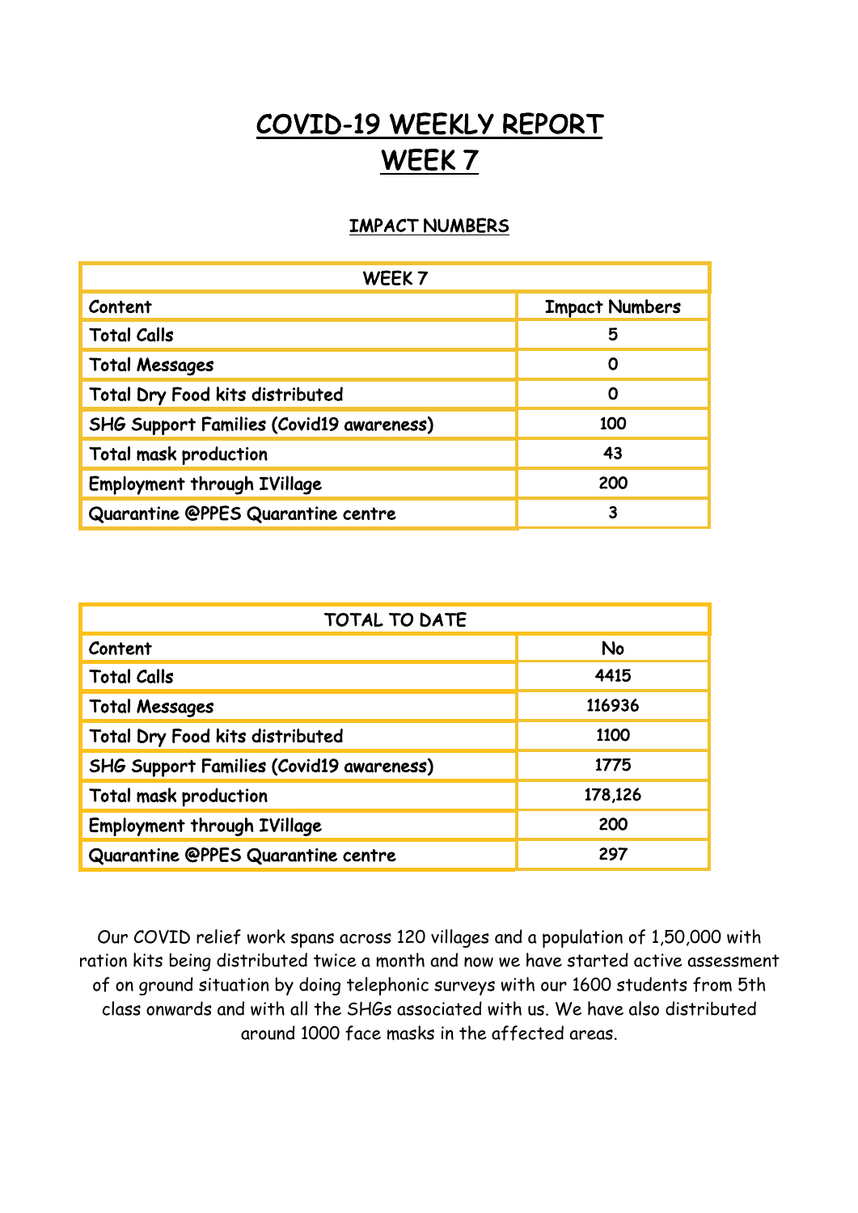# COVID-19 WEEKLY REPORT
# WEEK 7

### IMPACT NUMBERS

| WEEK 7 | |
|---|---|
| Content | Impact Numbers |
| Total Calls | 5 |
| Total Messages | 0 |
| Total Dry Food kits distributed | 0 |
| SHG Support Families (Covid19 awareness) | 100 |
| Total mask production | 43 |
| Employment through IVillage | 200 |
| Quarantine @PPES Quarantine centre | 3 |

| TOTAL TO DATE | |
|---|---|
| Content | No |
| Total Calls | 4415 |
| Total Messages | 116936 |
| Total Dry Food kits distributed | 1100 |
| SHG Support Families (Covid19 awareness) | 1775 |
| Total mask production | 178,126 |
| Employment through IVillage | 200 |
| Quarantine @PPES Quarantine centre | 297 |

Our COVID relief work spans across 120 villages and a population of 1,50,000 with ration kits being distributed twice a month and now we have started active assessment of on ground situation by doing telephonic surveys with our 1600 students from 5th class onwards and with all the SHGs associated with us. We have also distributed around 1000 face masks in the affected areas.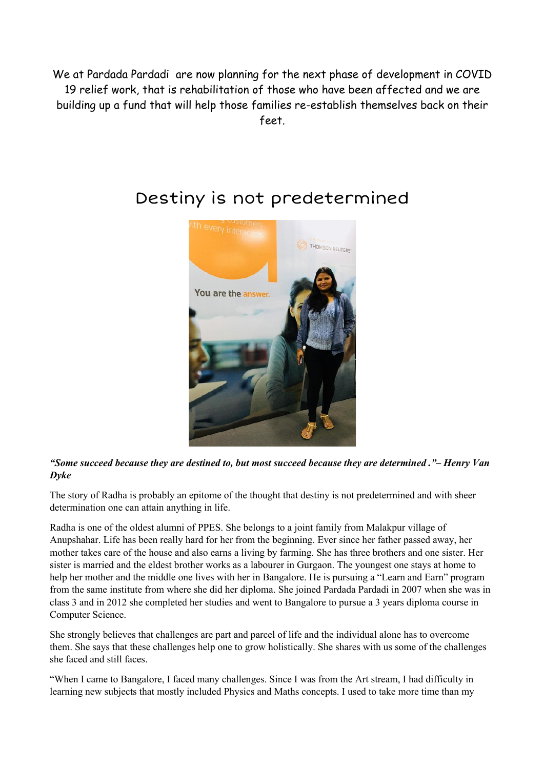We at Pardada Pardadi are now planning for the next phase of development in COVID 19 relief work, that is rehabilitation of those who have been affected and we are building up a fund that will help those families re-establish themselves back on their feet.

# Destiny is not predetermined

***"Some succeed because they are destined to, but most succeed because they are determined ."– Henry Van Dyke***

The story of Radha is probably an epitome of the thought that destiny is not predetermined and with sheer determination one can attain anything in life.

Radha is one of the oldest alumni of PPES. She belongs to a joint family from Malakpur village of Anupshahar. Life has been really hard for her from the beginning. Ever since her father passed away, her mother takes care of the house and also earns a living by farming. She has three brothers and one sister. Her sister is married and the eldest brother works as a labourer in Gurgaon. The youngest one stays at home to help her mother and the middle one lives with her in Bangalore. He is pursuing a "Learn and Earn" program from the same institute from where she did her diploma. She joined Pardada Pardadi in 2007 when she was in class 3 and in 2012 she completed her studies and went to Bangalore to pursue a 3 years diploma course in Computer Science.

She strongly believes that challenges are part and parcel of life and the individual alone has to overcome them. She says that these challenges help one to grow holistically. She shares with us some of the challenges she faced and still faces.

"When I came to Bangalore, I faced many challenges. Since I was from the Art stream, I had difficulty in learning new subjects that mostly included Physics and Maths concepts. I used to take more time than my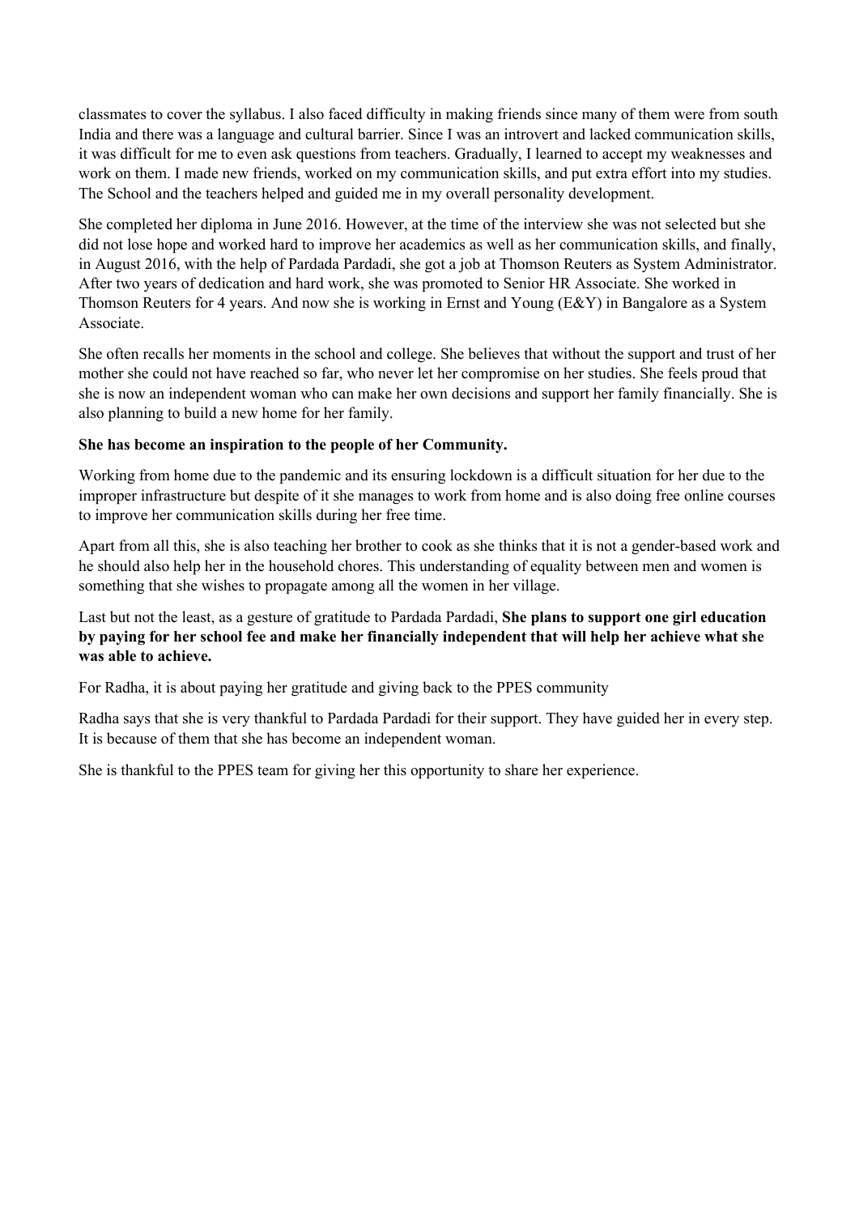classmates to cover the syllabus. I also faced difficulty in making friends since many of them were from south India and there was a language and cultural barrier. Since I was an introvert and lacked communication skills, it was difficult for me to even ask questions from teachers. Gradually, I learned to accept my weaknesses and work on them. I made new friends, worked on my communication skills, and put extra effort into my studies. The School and the teachers helped and guided me in my overall personality development.

She completed her diploma in June 2016. However, at the time of the interview she was not selected but she did not lose hope and worked hard to improve her academics as well as her communication skills, and finally, in August 2016, with the help of Pardada Pardadi, she got a job at Thomson Reuters as System Administrator. After two years of dedication and hard work, she was promoted to Senior HR Associate. She worked in Thomson Reuters for 4 years. And now she is working in Ernst and Young (E&Y) in Bangalore as a System Associate.

She often recalls her moments in the school and college. She believes that without the support and trust of her mother she could not have reached so far, who never let her compromise on her studies. She feels proud that she is now an independent woman who can make her own decisions and support her family financially. She is also planning to build a new home for her family.

**She has become an inspiration to the people of her Community.**

Working from home due to the pandemic and its ensuring lockdown is a difficult situation for her due to the improper infrastructure but despite of it she manages to work from home and is also doing free online courses to improve her communication skills during her free time.

Apart from all this, she is also teaching her brother to cook as she thinks that it is not a gender-based work and he should also help her in the household chores. This understanding of equality between men and women is something that she wishes to propagate among all the women in her village.

Last but not the least, as a gesture of gratitude to Pardada Pardadi, **She plans to support one girl education by paying for her school fee and make her financially independent that will help her achieve what she was able to achieve.**

For Radha, it is about paying her gratitude and giving back to the PPES community

Radha says that she is very thankful to Pardada Pardadi for their support. They have guided her in every step. It is because of them that she has become an independent woman.

She is thankful to the PPES team for giving her this opportunity to share her experience.